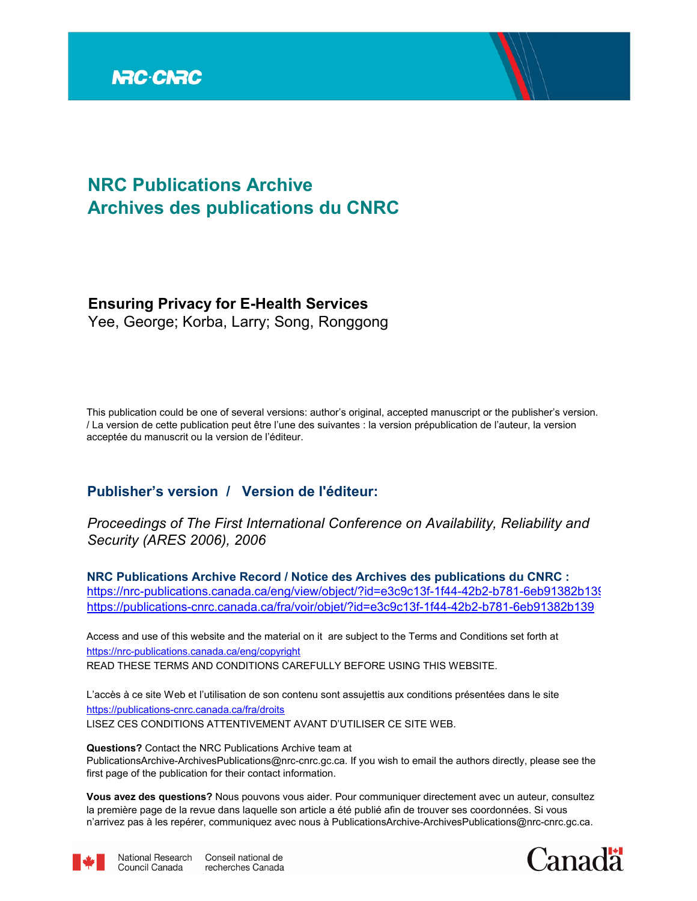# NRC Publications Archive
# Archives des publications du CNRC

**Ensuring Privacy for E-Health Services**
Yee, George; Korba, Larry; Song, Ronggong

This publication could be one of several versions: author's original, accepted manuscript or the publisher's version. / La version de cette publication peut être l'une des suivantes : la version prépublication de l'auteur, la version acceptée du manuscrit ou la version de l'éditeur.

## Publisher's version / Version de l'éditeur:

*Proceedings of The First International Conference on Availability, Reliability and Security (ARES 2006), 2006*

**NRC Publications Archive Record / Notice des Archives des publications du CNRC :**
https://nrc-publications.canada.ca/eng/view/object/?id=e3c9c13f-1f44-42b2-b781-6eb91382b139
https://publications-cnrc.canada.ca/fra/voir/objet/?id=e3c9c13f-1f44-42b2-b781-6eb91382b139

Access and use of this website and the material on it are subject to the Terms and Conditions set forth at
https://nrc-publications.canada.ca/eng/copyright
READ THESE TERMS AND CONDITIONS CAREFULLY BEFORE USING THIS WEBSITE.

L'accès à ce site Web et l'utilisation de son contenu sont assujettis aux conditions présentées dans le site
https://publications-cnrc.canada.ca/fra/droits
LISEZ CES CONDITIONS ATTENTIVEMENT AVANT D'UTILISER CE SITE WEB.

**Questions?** Contact the NRC Publications Archive team at PublicationsArchive-ArchivesPublications@nrc-cnrc.gc.ca. If you wish to email the authors directly, please see the first page of the publication for their contact information.

**Vous avez des questions?** Nous pouvons vous aider. Pour communiquer directement avec un auteur, consultez la première page de la revue dans laquelle son article a été publié afin de trouver ses coordonnées. Si vous n'arrivez pas à les repérer, communiquez avec nous à PublicationsArchive-ArchivesPublications@nrc-cnrc.gc.ca.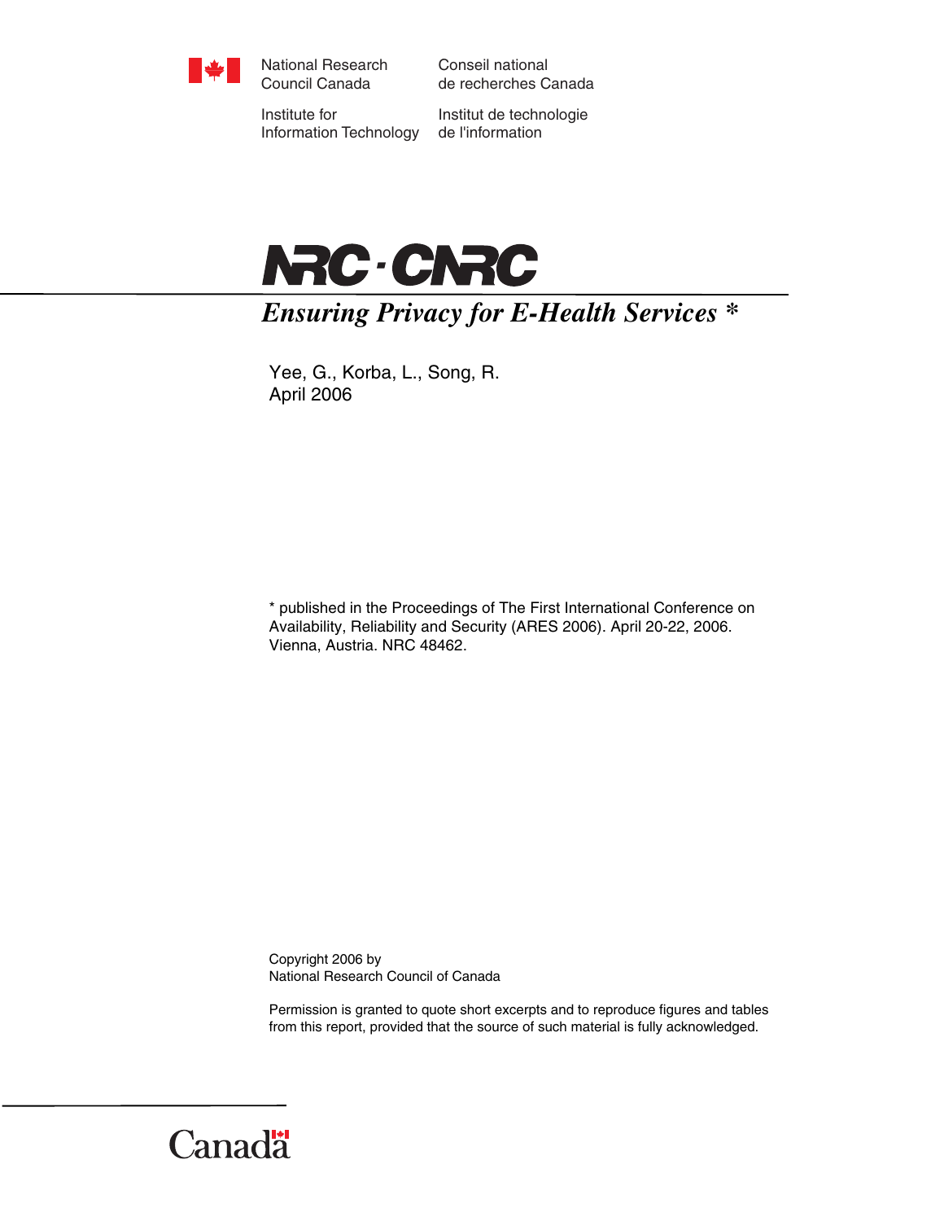National Research Council Canada

Conseil national de recherches Canada

Institute for Information Technology

Institut de technologie de l'information

NRC · CNRC

# *Ensuring Privacy for E-Health Services* *

Yee, G., Korba, L., Song, R.
April 2006

* published in the Proceedings of The First International Conference on Availability, Reliability and Security (ARES 2006). April 20-22, 2006. Vienna, Austria. NRC 48462.

Copyright 2006 by
National Research Council of Canada

Permission is granted to quote short excerpts and to reproduce figures and tables from this report, provided that the source of such material is fully acknowledged.

Canada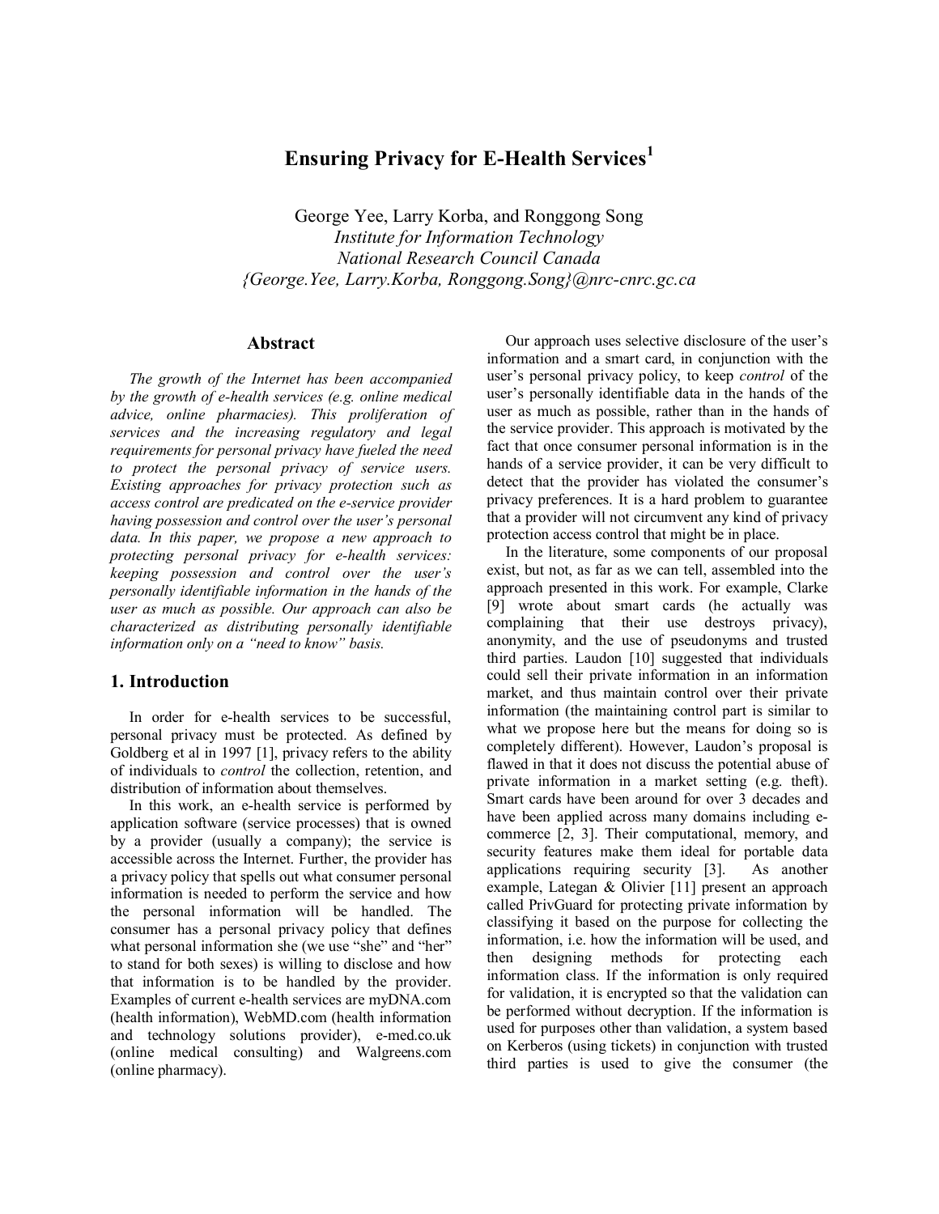# Ensuring Privacy for E-Health Services[1]

George Yee, Larry Korba, and Ronggong Song  
*Institute for Information Technology*  
*National Research Council Canada*  
*{George.Yee, Larry.Korba, Ronggong.Song}@nrc-cnrc.gc.ca*

## Abstract

*The growth of the Internet has been accompanied by the growth of e-health services (e.g. online medical advice, online pharmacies). This proliferation of services and the increasing regulatory and legal requirements for personal privacy have fueled the need to protect the personal privacy of service users. Existing approaches for privacy protection such as access control are predicated on the e-service provider having possession and control over the user's personal data. In this paper, we propose a new approach to protecting personal privacy for e-health services: keeping possession and control over the user's personally identifiable information in the hands of the user as much as possible. Our approach can also be characterized as distributing personally identifiable information only on a "need to know" basis.*

## 1. Introduction

In order for e-health services to be successful, personal privacy must be protected. As defined by Goldberg et al in 1997 [1], privacy refers to the ability of individuals to *control* the collection, retention, and distribution of information about themselves.

In this work, an e-health service is performed by application software (service processes) that is owned by a provider (usually a company); the service is accessible across the Internet. Further, the provider has a privacy policy that spells out what consumer personal information is needed to perform the service and how the personal information will be handled. The consumer has a personal privacy policy that defines what personal information she (we use "she" and "her" to stand for both sexes) is willing to disclose and how that information is to be handled by the provider. Examples of current e-health services are myDNA.com (health information), WebMD.com (health information and technology solutions provider), e-med.co.uk (online medical consulting) and Walgreens.com (online pharmacy).

Our approach uses selective disclosure of the user's information and a smart card, in conjunction with the user's personal privacy policy, to keep *control* of the user's personally identifiable data in the hands of the user as much as possible, rather than in the hands of the service provider. This approach is motivated by the fact that once consumer personal information is in the hands of a service provider, it can be very difficult to detect that the provider has violated the consumer's privacy preferences. It is a hard problem to guarantee that a provider will not circumvent any kind of privacy protection access control that might be in place.

In the literature, some components of our proposal exist, but not, as far as we can tell, assembled into the approach presented in this work. For example, Clarke [9] wrote about smart cards (he actually was complaining that their use destroys privacy), anonymity, and the use of pseudonyms and trusted third parties. Laudon [10] suggested that individuals could sell their private information in an information market, and thus maintain control over their private information (the maintaining control part is similar to what we propose here but the means for doing so is completely different). However, Laudon's proposal is flawed in that it does not discuss the potential abuse of private information in a market setting (e.g. theft). Smart cards have been around for over 3 decades and have been applied across many domains including e-commerce [2, 3]. Their computational, memory, and security features make them ideal for portable data applications requiring security [3]. As another example, Lategan & Olivier [11] present an approach called PrivGuard for protecting private information by classifying it based on the purpose for collecting the information, i.e. how the information will be used, and then designing methods for protecting each information class. If the information is only required for validation, it is encrypted so that the validation can be performed without decryption. If the information is used for purposes other than validation, a system based on Kerberos (using tickets) in conjunction with trusted third parties is used to give the consumer (the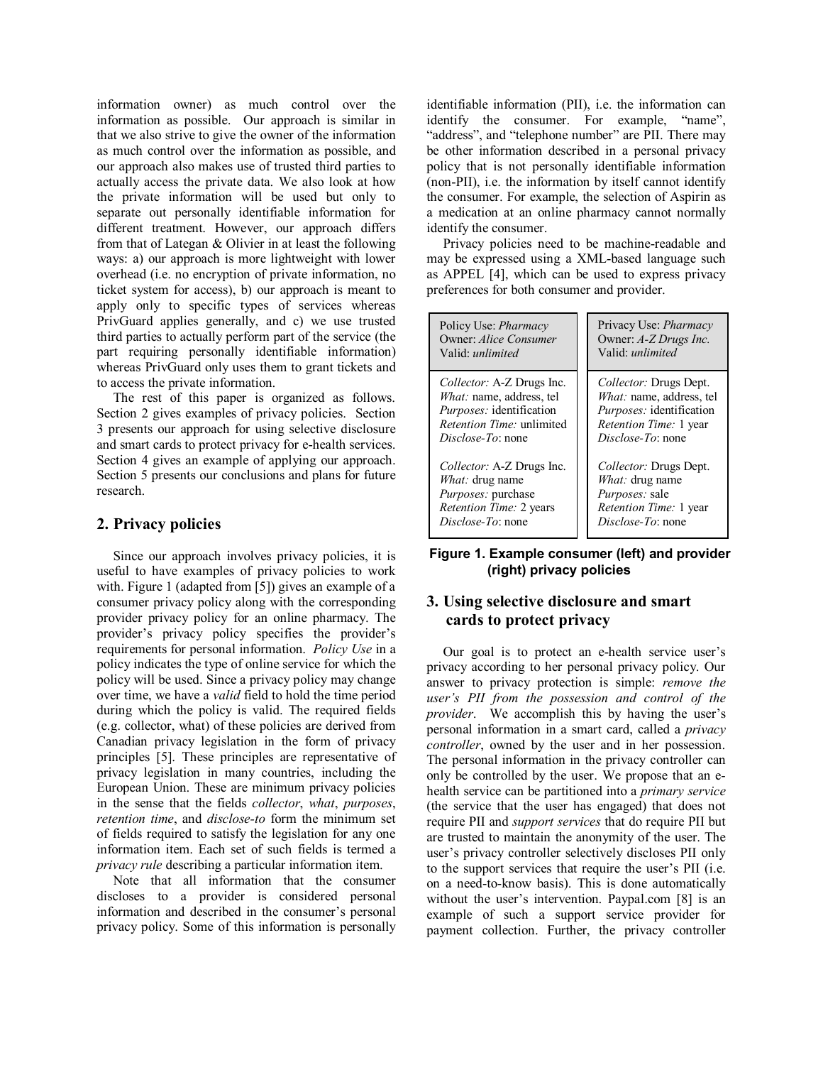information owner) as much control over the information as possible. Our approach is similar in that we also strive to give the owner of the information as much control over the information as possible, and our approach also makes use of trusted third parties to actually access the private data. We also look at how the private information will be used but only to separate out personally identifiable information for different treatment. However, our approach differs from that of Lategan & Olivier in at least the following ways: a) our approach is more lightweight with lower overhead (i.e. no encryption of private information, no ticket system for access), b) our approach is meant to apply only to specific types of services whereas PrivGuard applies generally, and c) we use trusted third parties to actually perform part of the service (the part requiring personally identifiable information) whereas PrivGuard only uses them to grant tickets and to access the private information.

The rest of this paper is organized as follows. Section 2 gives examples of privacy policies. Section 3 presents our approach for using selective disclosure and smart cards to protect privacy for e-health services. Section 4 gives an example of applying our approach. Section 5 presents our conclusions and plans for future research.

## 2. Privacy policies

Since our approach involves privacy policies, it is useful to have examples of privacy policies to work with. Figure 1 (adapted from [5]) gives an example of a consumer privacy policy along with the corresponding provider privacy policy for an online pharmacy. The provider's privacy policy specifies the provider's requirements for personal information. *Policy Use* in a policy indicates the type of online service for which the policy will be used. Since a privacy policy may change over time, we have a *valid* field to hold the time period during which the policy is valid. The required fields (e.g. collector, what) of these policies are derived from Canadian privacy legislation in the form of privacy principles [5]. These principles are representative of privacy legislation in many countries, including the European Union. These are minimum privacy policies in the sense that the fields *collector*, *what*, *purposes*, *retention time*, and *disclose-to* form the minimum set of fields required to satisfy the legislation for any one information item. Each set of such fields is termed a *privacy rule* describing a particular information item.

Note that all information that the consumer discloses to a provider is considered personal information and described in the consumer's personal privacy policy. Some of this information is personally identifiable information (PII), i.e. the information can identify the consumer. For example, "name", "address", and "telephone number" are PII. There may be other information described in a personal privacy policy that is not personally identifiable information (non-PII), i.e. the information by itself cannot identify the consumer. For example, the selection of Aspirin as a medication at an online pharmacy cannot normally identify the consumer.

Privacy policies need to be machine-readable and may be expressed using a XML-based language such as APPEL [4], which can be used to express privacy preferences for both consumer and provider.

| Consumer policy | Provider policy |
|---|---|
| Policy Use: *Pharmacy*<br>Owner: *Alice Consumer*<br>Valid: *unlimited* | Privacy Use: *Pharmacy*<br>Owner: *A-Z Drugs Inc.*<br>Valid: *unlimited* |
| *Collector:* A-Z Drugs Inc.<br>*What:* name, address, tel<br>*Purposes:* identification<br>*Retention Time:* unlimited<br>*Disclose-To*: none | *Collector:* Drugs Dept.<br>*What:* name, address, tel<br>*Purposes:* identification<br>*Retention Time:* 1 year<br>*Disclose-To*: none |
| *Collector:* A-Z Drugs Inc.<br>*What:* drug name<br>*Purposes:* purchase<br>*Retention Time:* 2 years<br>*Disclose-To*: none | *Collector:* Drugs Dept.<br>*What:* drug name<br>*Purposes:* sale<br>*Retention Time:* 1 year<br>*Disclose-To*: none |

**Figure 1. Example consumer (left) and provider (right) privacy policies**

## 3. Using selective disclosure and smart cards to protect privacy

Our goal is to protect an e-health service user's privacy according to her personal privacy policy. Our answer to privacy protection is simple: *remove the user's PII from the possession and control of the provider*. We accomplish this by having the user's personal information in a smart card, called a *privacy controller*, owned by the user and in her possession. The personal information in the privacy controller can only be controlled by the user. We propose that an e-health service can be partitioned into a *primary service* (the service that the user has engaged) that does not require PII and *support services* that do require PII but are trusted to maintain the anonymity of the user. The user's privacy controller selectively discloses PII only to the support services that require the user's PII (i.e. on a need-to-know basis). This is done automatically without the user's intervention. Paypal.com [8] is an example of such a support service provider for payment collection. Further, the privacy controller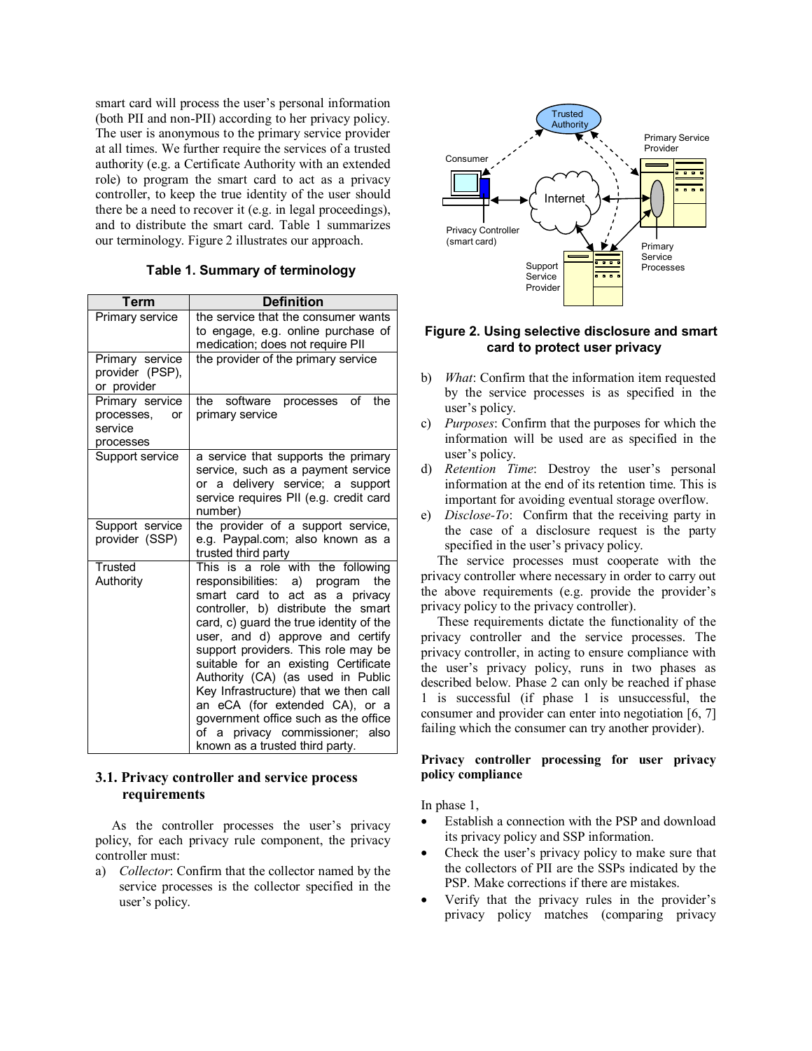smart card will process the user's personal information (both PII and non-PII) according to her privacy policy. The user is anonymous to the primary service provider at all times. We further require the services of a trusted authority (e.g. a Certificate Authority with an extended role) to program the smart card to act as a privacy controller, to keep the true identity of the user should there be a need to recover it (e.g. in legal proceedings), and to distribute the smart card. Table 1 summarizes our terminology. Figure 2 illustrates our approach.

**Table 1. Summary of terminology**

| Term | Definition |
|---|---|
| Primary service | the service that the consumer wants to engage, e.g. online purchase of medication; does not require PII |
| Primary service provider (PSP), or provider | the provider of the primary service |
| Primary service processes, or service processes | the software processes of the primary service |
| Support service | a service that supports the primary service, such as a payment service or a delivery service; a support service requires PII (e.g. credit card number) |
| Support service provider (SSP) | the provider of a support service, e.g. Paypal.com; also known as a trusted third party |
| Trusted Authority | This is a role with the following responsibilities: a) program the smart card to act as a privacy controller, b) distribute the smart card, c) guard the true identity of the user, and d) approve and certify support providers. This role may be suitable for an existing Certificate Authority (CA) (as used in Public Key Infrastructure) that we then call an eCA (for extended CA), or a government office such as the office of a privacy commissioner; also known as a trusted third party. |

### 3.1. Privacy controller and service process requirements

As the controller processes the user's privacy policy, for each privacy rule component, the privacy controller must:

a) *Collector*: Confirm that the collector named by the service processes is the collector specified in the user's policy.

Figure 2. Using selective disclosure and smart card to protect user privacy

b) *What*: Confirm that the information item requested by the service processes is as specified in the user's policy.

c) *Purposes*: Confirm that the purposes for which the information will be used are as specified in the user's policy.

d) *Retention Time*: Destroy the user's personal information at the end of its retention time. This is important for avoiding eventual storage overflow.

e) *Disclose-To*: Confirm that the receiving party in the case of a disclosure request is the party specified in the user's privacy policy.

The service processes must cooperate with the privacy controller where necessary in order to carry out the above requirements (e.g. provide the provider's privacy policy to the privacy controller).

These requirements dictate the functionality of the privacy controller and the service processes. The privacy controller, in acting to ensure compliance with the user's privacy policy, runs in two phases as described below. Phase 2 can only be reached if phase 1 is successful (if phase 1 is unsuccessful, the consumer and provider can enter into negotiation [6, 7] failing which the consumer can try another provider).

**Privacy controller processing for user privacy policy compliance**

In phase 1,

- Establish a connection with the PSP and download its privacy policy and SSP information.
- Check the user's privacy policy to make sure that the collectors of PII are the SSPs indicated by the PSP. Make corrections if there are mistakes.
- Verify that the privacy rules in the provider's privacy policy matches (comparing privacy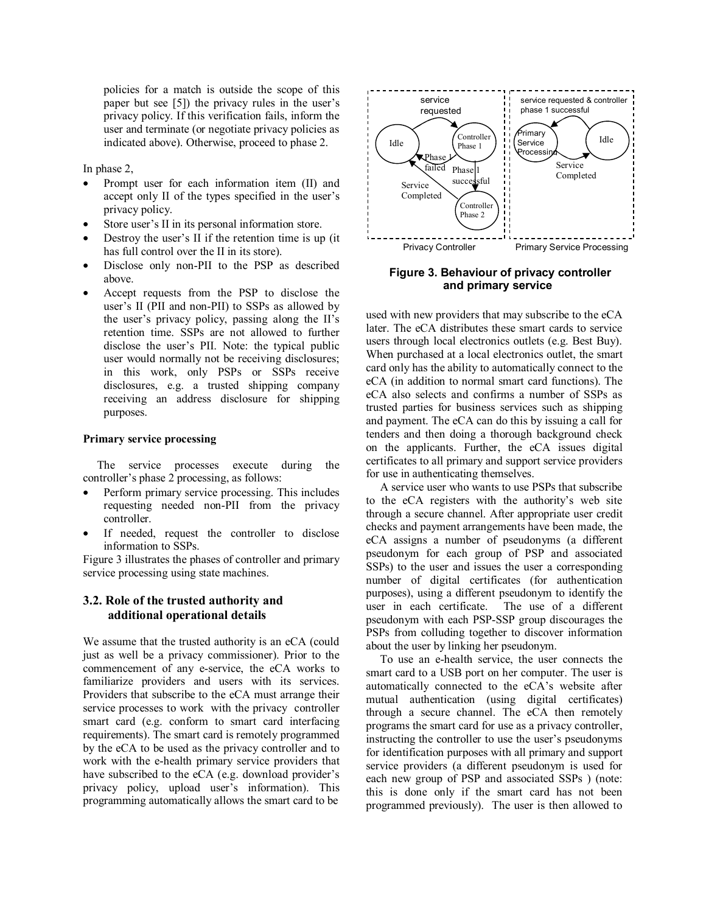policies for a match is outside the scope of this paper but see [5]) the privacy rules in the user's privacy policy. If this verification fails, inform the user and terminate (or negotiate privacy policies as indicated above). Otherwise, proceed to phase 2.

In phase 2,

- Prompt user for each information item (II) and accept only II of the types specified in the user's privacy policy.
- Store user's II in its personal information store.
- Destroy the user's II if the retention time is up (it has full control over the II in its store).
- Disclose only non-PII to the PSP as described above.
- Accept requests from the PSP to disclose the user's II (PII and non-PII) to SSPs as allowed by the user's privacy policy, passing along the II's retention time. SSPs are not allowed to further disclose the user's PII. Note: the typical public user would normally not be receiving disclosures; in this work, only PSPs or SSPs receive disclosures, e.g. a trusted shipping company receiving an address disclosure for shipping purposes.

**Primary service processing**

The service processes execute during the controller's phase 2 processing, as follows:

- Perform primary service processing. This includes requesting needed non-PII from the privacy controller.
- If needed, request the controller to disclose information to SSPs.

Figure 3 illustrates the phases of controller and primary service processing using state machines.

### 3.2. Role of the trusted authority and additional operational details

We assume that the trusted authority is an eCA (could just as well be a privacy commissioner). Prior to the commencement of any e-service, the eCA works to familiarize providers and users with its services. Providers that subscribe to the eCA must arrange their service processes to work with the privacy controller smart card (e.g. conform to smart card interfacing requirements). The smart card is remotely programmed by the eCA to be used as the privacy controller and to work with the e-health primary service providers that have subscribed to the eCA (e.g. download provider's privacy policy, upload user's information). This programming automatically allows the smart card to be used with new providers that may subscribe to the eCA later. The eCA distributes these smart cards to service users through local electronics outlets (e.g. Best Buy). When purchased at a local electronics outlet, the smart card only has the ability to automatically connect to the eCA (in addition to normal smart card functions). The eCA also selects and confirms a number of SSPs as trusted parties for business services such as shipping and payment. The eCA can do this by issuing a call for tenders and then doing a thorough background check on the applicants. Further, the eCA issues digital certificates to all primary and support service providers for use in authenticating themselves.

**Figure 3. Behaviour of privacy controller and primary service**

A service user who wants to use PSPs that subscribe to the eCA registers with the authority's web site through a secure channel. After appropriate user credit checks and payment arrangements have been made, the eCA assigns a number of pseudonyms (a different pseudonym for each group of PSP and associated SSPs) to the user and issues the user a corresponding number of digital certificates (for authentication purposes), using a different pseudonym to identify the user in each certificate. The use of a different pseudonym with each PSP-SSP group discourages the PSPs from colluding together to discover information about the user by linking her pseudonym.

To use an e-health service, the user connects the smart card to a USB port on her computer. The user is automatically connected to the eCA's website after mutual authentication (using digital certificates) through a secure channel. The eCA then remotely programs the smart card for use as a privacy controller, instructing the controller to use the user's pseudonyms for identification purposes with all primary and support service providers (a different pseudonym is used for each new group of PSP and associated SSPs ) (note: this is done only if the smart card has not been programmed previously). The user is then allowed to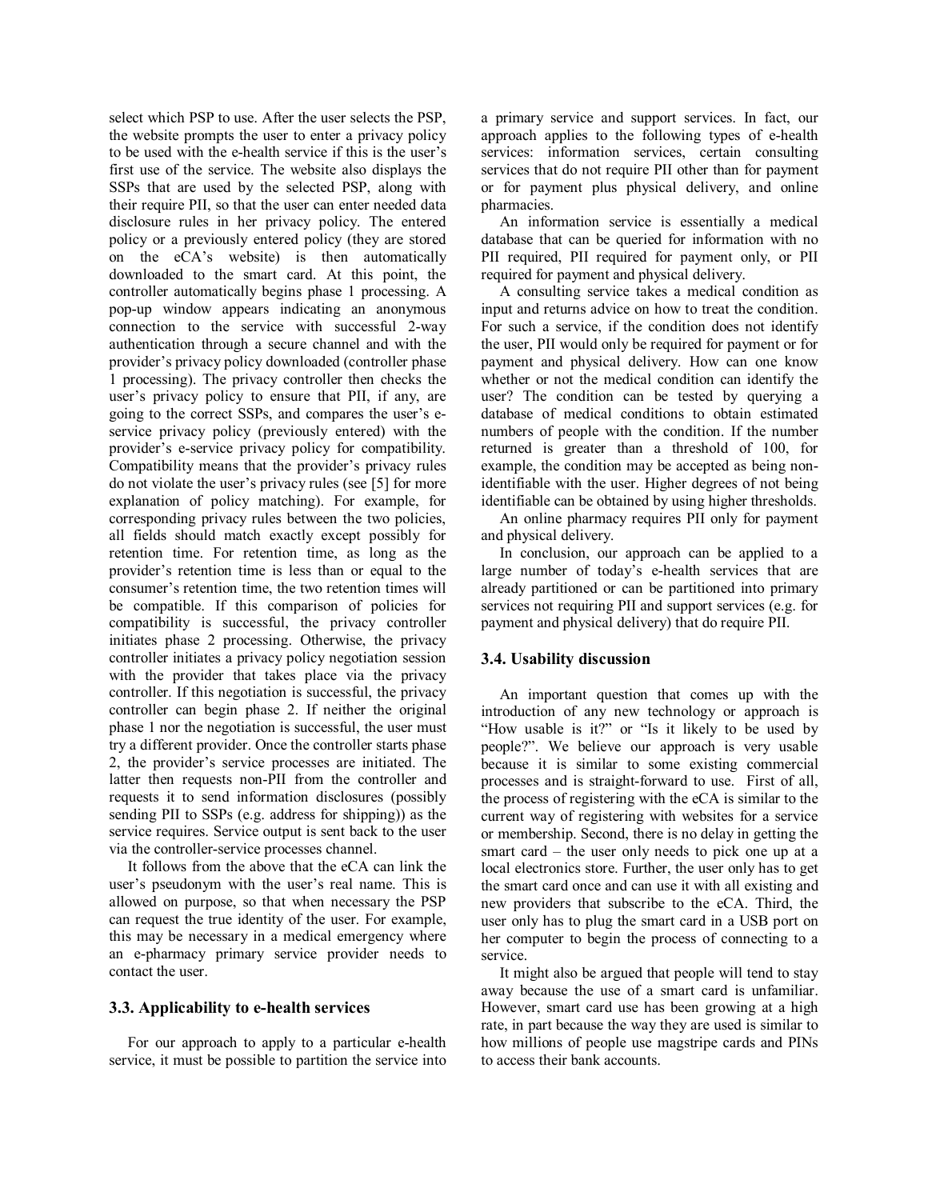select which PSP to use. After the user selects the PSP, the website prompts the user to enter a privacy policy to be used with the e-health service if this is the user's first use of the service. The website also displays the SSPs that are used by the selected PSP, along with their require PII, so that the user can enter needed data disclosure rules in her privacy policy. The entered policy or a previously entered policy (they are stored on the eCA's website) is then automatically downloaded to the smart card. At this point, the controller automatically begins phase 1 processing. A pop-up window appears indicating an anonymous connection to the service with successful 2-way authentication through a secure channel and with the provider's privacy policy downloaded (controller phase 1 processing). The privacy controller then checks the user's privacy policy to ensure that PII, if any, are going to the correct SSPs, and compares the user's e-service privacy policy (previously entered) with the provider's e-service privacy policy for compatibility. Compatibility means that the provider's privacy rules do not violate the user's privacy rules (see [5] for more explanation of policy matching). For example, for corresponding privacy rules between the two policies, all fields should match exactly except possibly for retention time. For retention time, as long as the provider's retention time is less than or equal to the consumer's retention time, the two retention times will be compatible. If this comparison of policies for compatibility is successful, the privacy controller initiates phase 2 processing. Otherwise, the privacy controller initiates a privacy policy negotiation session with the provider that takes place via the privacy controller. If this negotiation is successful, the privacy controller can begin phase 2. If neither the original phase 1 nor the negotiation is successful, the user must try a different provider. Once the controller starts phase 2, the provider's service processes are initiated. The latter then requests non-PII from the controller and requests it to send information disclosures (possibly sending PII to SSPs (e.g. address for shipping)) as the service requires. Service output is sent back to the user via the controller-service processes channel.

It follows from the above that the eCA can link the user's pseudonym with the user's real name. This is allowed on purpose, so that when necessary the PSP can request the true identity of the user. For example, this may be necessary in a medical emergency where an e-pharmacy primary service provider needs to contact the user.

### 3.3. Applicability to e-health services

For our approach to apply to a particular e-health service, it must be possible to partition the service into a primary service and support services. In fact, our approach applies to the following types of e-health services: information services, certain consulting services that do not require PII other than for payment or for payment plus physical delivery, and online pharmacies.

An information service is essentially a medical database that can be queried for information with no PII required, PII required for payment only, or PII required for payment and physical delivery.

A consulting service takes a medical condition as input and returns advice on how to treat the condition. For such a service, if the condition does not identify the user, PII would only be required for payment or for payment and physical delivery. How can one know whether or not the medical condition can identify the user? The condition can be tested by querying a database of medical conditions to obtain estimated numbers of people with the condition. If the number returned is greater than a threshold of 100, for example, the condition may be accepted as being non-identifiable with the user. Higher degrees of not being identifiable can be obtained by using higher thresholds.

An online pharmacy requires PII only for payment and physical delivery.

In conclusion, our approach can be applied to a large number of today's e-health services that are already partitioned or can be partitioned into primary services not requiring PII and support services (e.g. for payment and physical delivery) that do require PII.

### 3.4. Usability discussion

An important question that comes up with the introduction of any new technology or approach is "How usable is it?" or "Is it likely to be used by people?". We believe our approach is very usable because it is similar to some existing commercial processes and is straight-forward to use. First of all, the process of registering with the eCA is similar to the current way of registering with websites for a service or membership. Second, there is no delay in getting the smart card – the user only needs to pick one up at a local electronics store. Further, the user only has to get the smart card once and can use it with all existing and new providers that subscribe to the eCA. Third, the user only has to plug the smart card in a USB port on her computer to begin the process of connecting to a service.

It might also be argued that people will tend to stay away because the use of a smart card is unfamiliar. However, smart card use has been growing at a high rate, in part because the way they are used is similar to how millions of people use magstripe cards and PINs to access their bank accounts.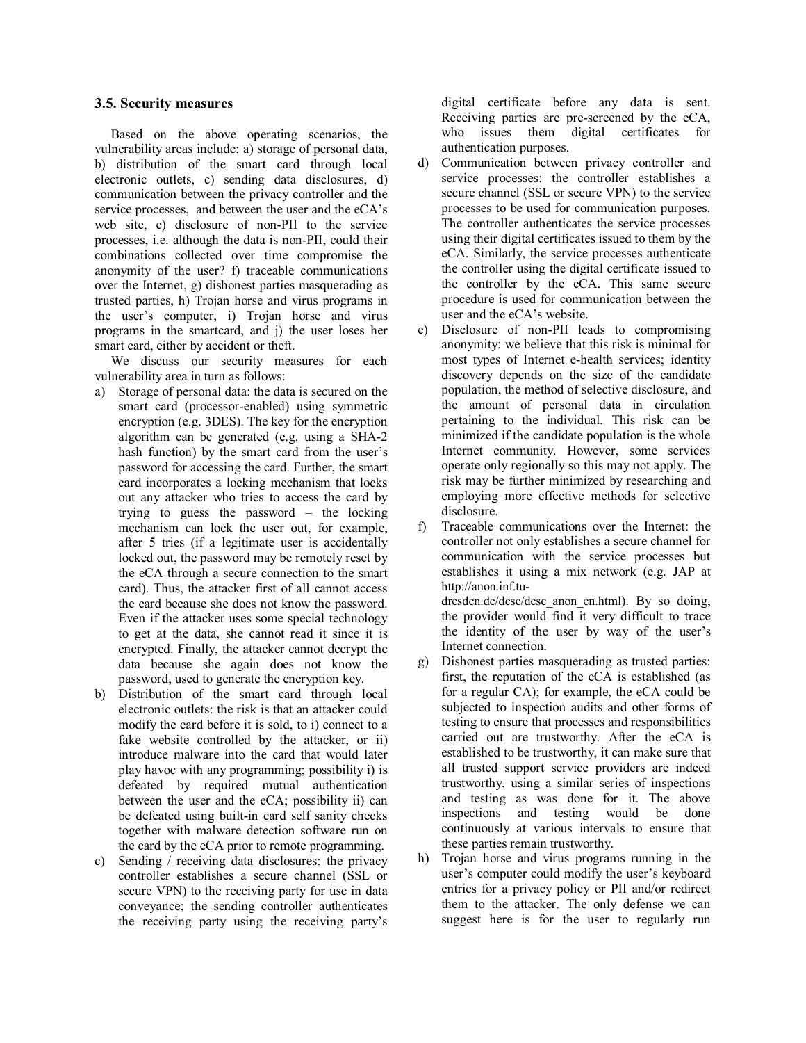### 3.5. Security measures

Based on the above operating scenarios, the vulnerability areas include: a) storage of personal data, b) distribution of the smart card through local electronic outlets, c) sending data disclosures, d) communication between the privacy controller and the service processes, and between the user and the eCA's web site, e) disclosure of non-PII to the service processes, i.e. although the data is non-PII, could their combinations collected over time compromise the anonymity of the user? f) traceable communications over the Internet, g) dishonest parties masquerading as trusted parties, h) Trojan horse and virus programs in the user's computer, i) Trojan horse and virus programs in the smartcard, and j) the user loses her smart card, either by accident or theft.

We discuss our security measures for each vulnerability area in turn as follows:

a) Storage of personal data: the data is secured on the smart card (processor-enabled) using symmetric encryption (e.g. 3DES). The key for the encryption algorithm can be generated (e.g. using a SHA-2 hash function) by the smart card from the user's password for accessing the card. Further, the smart card incorporates a locking mechanism that locks out any attacker who tries to access the card by trying to guess the password – the locking mechanism can lock the user out, for example, after 5 tries (if a legitimate user is accidentally locked out, the password may be remotely reset by the eCA through a secure connection to the smart card). Thus, the attacker first of all cannot access the card because she does not know the password. Even if the attacker uses some special technology to get at the data, she cannot read it since it is encrypted. Finally, the attacker cannot decrypt the data because she again does not know the password, used to generate the encryption key.
b) Distribution of the smart card through local electronic outlets: the risk is that an attacker could modify the card before it is sold, to i) connect to a fake website controlled by the attacker, or ii) introduce malware into the card that would later play havoc with any programming; possibility i) is defeated by required mutual authentication between the user and the eCA; possibility ii) can be defeated using built-in card self sanity checks together with malware detection software run on the card by the eCA prior to remote programming.
c) Sending / receiving data disclosures: the privacy controller establishes a secure channel (SSL or secure VPN) to the receiving party for use in data conveyance; the sending controller authenticates the receiving party using the receiving party's digital certificate before any data is sent. Receiving parties are pre-screened by the eCA, who issues them digital certificates for authentication purposes.
d) Communication between privacy controller and service processes: the controller establishes a secure channel (SSL or secure VPN) to the service processes to be used for communication purposes. The controller authenticates the service processes using their digital certificates issued to them by the eCA. Similarly, the service processes authenticate the controller using the digital certificate issued to the controller by the eCA. This same secure procedure is used for communication between the user and the eCA's website.
e) Disclosure of non-PII leads to compromising anonymity: we believe that this risk is minimal for most types of Internet e-health services; identity discovery depends on the size of the candidate population, the method of selective disclosure, and the amount of personal data in circulation pertaining to the individual. This risk can be minimized if the candidate population is the whole Internet community. However, some services operate only regionally so this may not apply. The risk may be further minimized by researching and employing more effective methods for selective disclosure.
f) Traceable communications over the Internet: the controller not only establishes a secure channel for communication with the service processes but establishes it using a mix network (e.g. JAP at http://anon.inf.tu-dresden.de/desc/desc_anon_en.html). By so doing, the provider would find it very difficult to trace the identity of the user by way of the user's Internet connection.
g) Dishonest parties masquerading as trusted parties: first, the reputation of the eCA is established (as for a regular CA); for example, the eCA could be subjected to inspection audits and other forms of testing to ensure that processes and responsibilities carried out are trustworthy. After the eCA is established to be trustworthy, it can make sure that all trusted support service providers are indeed trustworthy, using a similar series of inspections and testing as was done for it. The above inspections and testing would be done continuously at various intervals to ensure that these parties remain trustworthy.
h) Trojan horse and virus programs running in the user's computer could modify the user's keyboard entries for a privacy policy or PII and/or redirect them to the attacker. The only defense we can suggest here is for the user to regularly run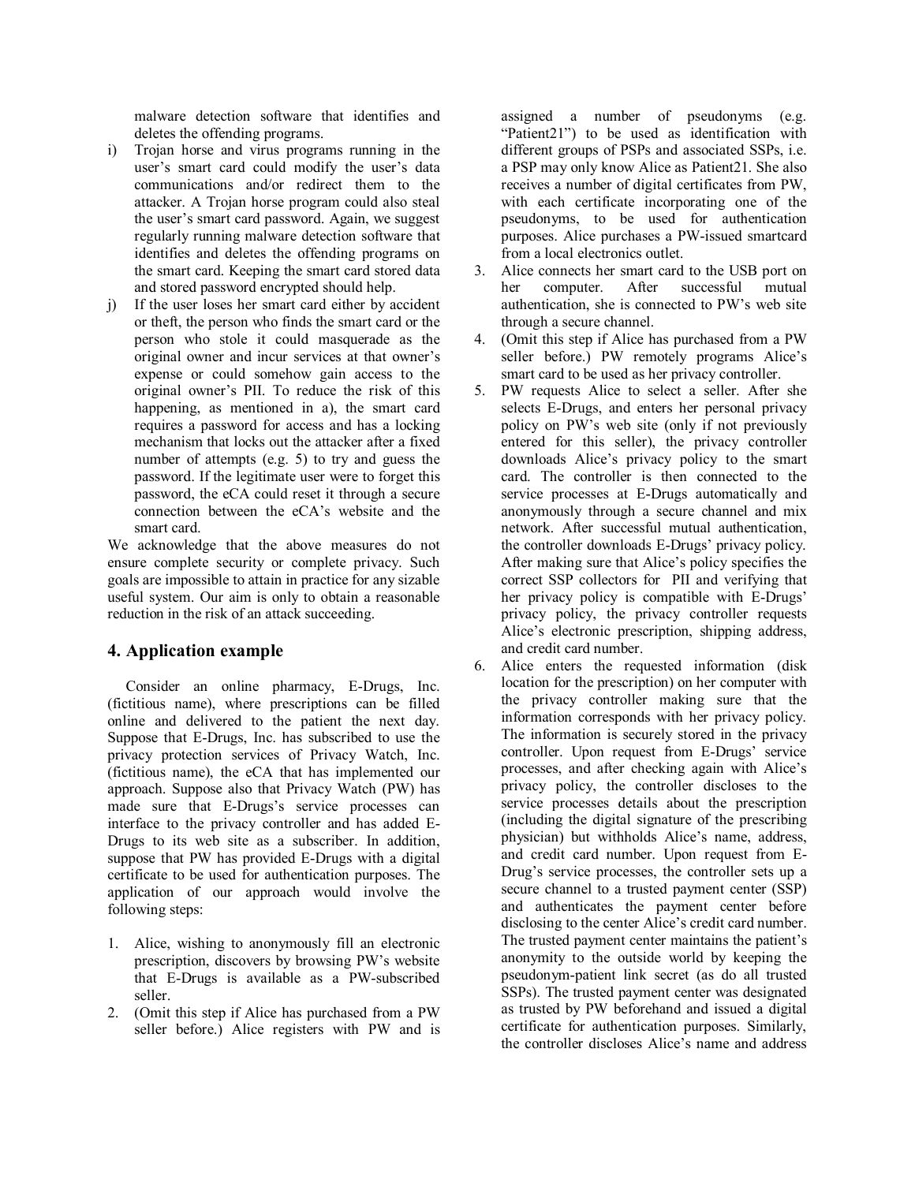malware detection software that identifies and deletes the offending programs.

i) Trojan horse and virus programs running in the user's smart card could modify the user's data communications and/or redirect them to the attacker. A Trojan horse program could also steal the user's smart card password. Again, we suggest regularly running malware detection software that identifies and deletes the offending programs on the smart card. Keeping the smart card stored data and stored password encrypted should help.

j) If the user loses her smart card either by accident or theft, the person who finds the smart card or the person who stole it could masquerade as the original owner and incur services at that owner's expense or could somehow gain access to the original owner's PII. To reduce the risk of this happening, as mentioned in a), the smart card requires a password for access and has a locking mechanism that locks out the attacker after a fixed number of attempts (e.g. 5) to try and guess the password. If the legitimate user were to forget this password, the eCA could reset it through a secure connection between the eCA's website and the smart card.

We acknowledge that the above measures do not ensure complete security or complete privacy. Such goals are impossible to attain in practice for any sizable useful system. Our aim is only to obtain a reasonable reduction in the risk of an attack succeeding.

## 4. Application example

Consider an online pharmacy, E-Drugs, Inc. (fictitious name), where prescriptions can be filled online and delivered to the patient the next day. Suppose that E-Drugs, Inc. has subscribed to use the privacy protection services of Privacy Watch, Inc. (fictitious name), the eCA that has implemented our approach. Suppose also that Privacy Watch (PW) has made sure that E-Drugs's service processes can interface to the privacy controller and has added E-Drugs to its web site as a subscriber. In addition, suppose that PW has provided E-Drugs with a digital certificate to be used for authentication purposes. The application of our approach would involve the following steps:

1. Alice, wishing to anonymously fill an electronic prescription, discovers by browsing PW's website that E-Drugs is available as a PW-subscribed seller.
2. (Omit this step if Alice has purchased from a PW seller before.) Alice registers with PW and is assigned a number of pseudonyms (e.g. "Patient21") to be used as identification with different groups of PSPs and associated SSPs, i.e. a PSP may only know Alice as Patient21. She also receives a number of digital certificates from PW, with each certificate incorporating one of the pseudonyms, to be used for authentication purposes. Alice purchases a PW-issued smartcard from a local electronics outlet.
3. Alice connects her smart card to the USB port on her computer. After successful mutual authentication, she is connected to PW's web site through a secure channel.
4. (Omit this step if Alice has purchased from a PW seller before.) PW remotely programs Alice's smart card to be used as her privacy controller.
5. PW requests Alice to select a seller. After she selects E-Drugs, and enters her personal privacy policy on PW's web site (only if not previously entered for this seller), the privacy controller downloads Alice's privacy policy to the smart card. The controller is then connected to the service processes at E-Drugs automatically and anonymously through a secure channel and mix network. After successful mutual authentication, the controller downloads E-Drugs' privacy policy. After making sure that Alice's policy specifies the correct SSP collectors for PII and verifying that her privacy policy is compatible with E-Drugs' privacy policy, the privacy controller requests Alice's electronic prescription, shipping address, and credit card number.
6. Alice enters the requested information (disk location for the prescription) on her computer with the privacy controller making sure that the information corresponds with her privacy policy. The information is securely stored in the privacy controller. Upon request from E-Drugs' service processes, and after checking again with Alice's privacy policy, the controller discloses to the service processes details about the prescription (including the digital signature of the prescribing physician) but withholds Alice's name, address, and credit card number. Upon request from E-Drug's service processes, the controller sets up a secure channel to a trusted payment center (SSP) and authenticates the payment center before disclosing to the center Alice's credit card number. The trusted payment center maintains the patient's anonymity to the outside world by keeping the pseudonym-patient link secret (as do all trusted SSPs). The trusted payment center was designated as trusted by PW beforehand and issued a digital certificate for authentication purposes. Similarly, the controller discloses Alice's name and address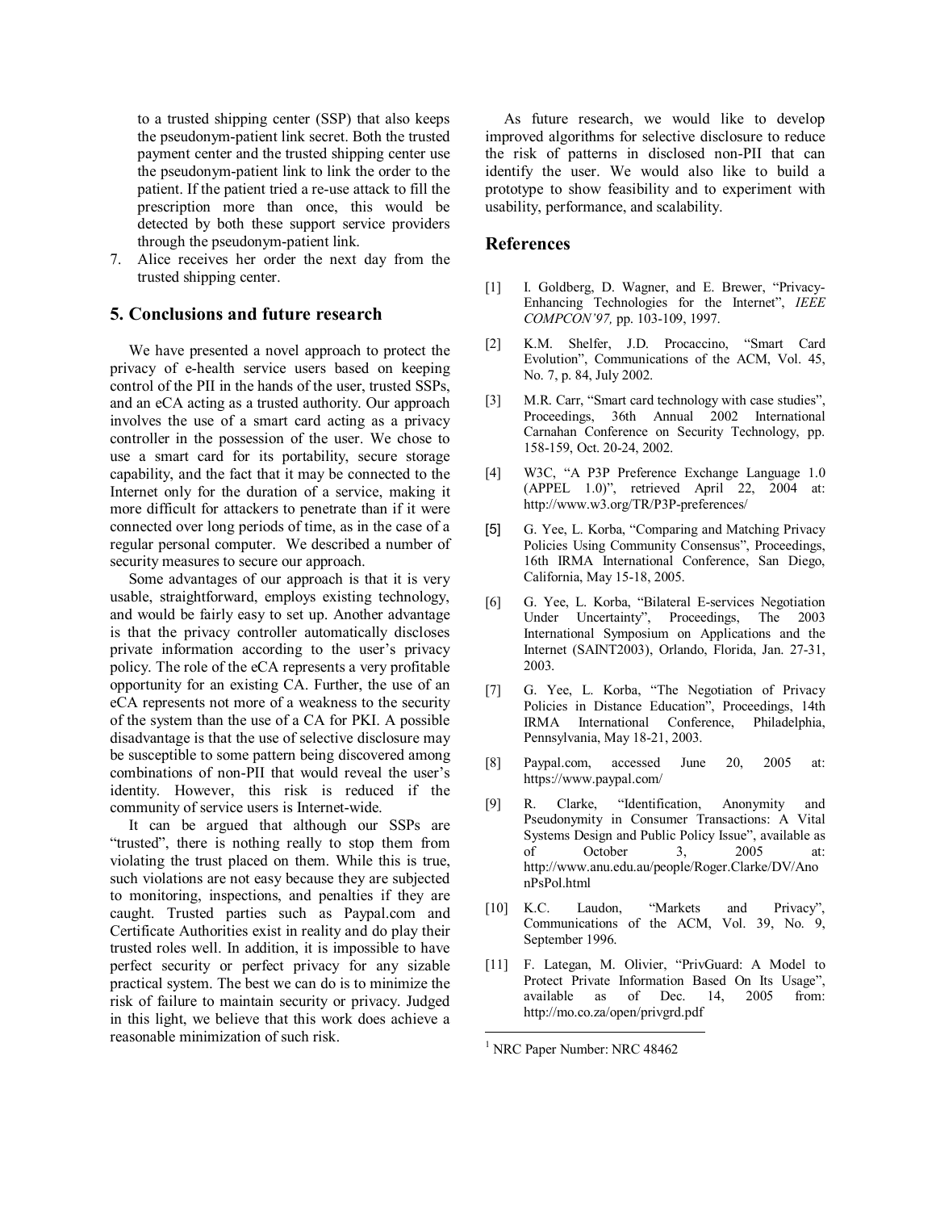to a trusted shipping center (SSP) that also keeps the pseudonym-patient link secret. Both the trusted payment center and the trusted shipping center use the pseudonym-patient link to link the order to the patient. If the patient tried a re-use attack to fill the prescription more than once, this would be detected by both these support service providers through the pseudonym-patient link.

7. Alice receives her order the next day from the trusted shipping center.

## 5. Conclusions and future research

We have presented a novel approach to protect the privacy of e-health service users based on keeping control of the PII in the hands of the user, trusted SSPs, and an eCA acting as a trusted authority. Our approach involves the use of a smart card acting as a privacy controller in the possession of the user. We chose to use a smart card for its portability, secure storage capability, and the fact that it may be connected to the Internet only for the duration of a service, making it more difficult for attackers to penetrate than if it were connected over long periods of time, as in the case of a regular personal computer. We described a number of security measures to secure our approach.

Some advantages of our approach is that it is very usable, straightforward, employs existing technology, and would be fairly easy to set up. Another advantage is that the privacy controller automatically discloses private information according to the user's privacy policy. The role of the eCA represents a very profitable opportunity for an existing CA. Further, the use of an eCA represents not more of a weakness to the security of the system than the use of a CA for PKI. A possible disadvantage is that the use of selective disclosure may be susceptible to some pattern being discovered among combinations of non-PII that would reveal the user's identity. However, this risk is reduced if the community of service users is Internet-wide.

It can be argued that although our SSPs are "trusted", there is nothing really to stop them from violating the trust placed on them. While this is true, such violations are not easy because they are subjected to monitoring, inspections, and penalties if they are caught. Trusted parties such as Paypal.com and Certificate Authorities exist in reality and do play their trusted roles well. In addition, it is impossible to have perfect security or perfect privacy for any sizable practical system. The best we can do is to minimize the risk of failure to maintain security or privacy. Judged in this light, we believe that this work does achieve a reasonable minimization of such risk.

As future research, we would like to develop improved algorithms for selective disclosure to reduce the risk of patterns in disclosed non-PII that can identify the user. We would also like to build a prototype to show feasibility and to experiment with usability, performance, and scalability.

## References

[1] I. Goldberg, D. Wagner, and E. Brewer, "Privacy-Enhancing Technologies for the Internet", *IEEE COMPCON'97,* pp. 103-109, 1997.

[2] K.M. Shelfer, J.D. Procaccino, "Smart Card Evolution", Communications of the ACM, Vol. 45, No. 7, p. 84, July 2002.

[3] M.R. Carr, "Smart card technology with case studies", Proceedings, 36th Annual 2002 International Carnahan Conference on Security Technology, pp. 158-159, Oct. 20-24, 2002.

[4] W3C, "A P3P Preference Exchange Language 1.0 (APPEL 1.0)", retrieved April 22, 2004 at: http://www.w3.org/TR/P3P-preferences/

[5] G. Yee, L. Korba, "Comparing and Matching Privacy Policies Using Community Consensus", Proceedings, 16th IRMA International Conference, San Diego, California, May 15-18, 2005.

[6] G. Yee, L. Korba, "Bilateral E-services Negotiation Under Uncertainty", Proceedings, The 2003 International Symposium on Applications and the Internet (SAINT2003), Orlando, Florida, Jan. 27-31, 2003.

[7] G. Yee, L. Korba, "The Negotiation of Privacy Policies in Distance Education", Proceedings, 14th IRMA International Conference, Philadelphia, Pennsylvania, May 18-21, 2003.

[8] Paypal.com, accessed June 20, 2005 at: https://www.paypal.com/

[9] R. Clarke, "Identification, Anonymity and Pseudonymity in Consumer Transactions: A Vital Systems Design and Public Policy Issue", available as of October 3, 2005 at: http://www.anu.edu.au/people/Roger.Clarke/DV/AnonPsPol.html

[10] K.C. Laudon, "Markets and Privacy", Communications of the ACM, Vol. 39, No. 9, September 1996.

[11] F. Lategan, M. Olivier, "PrivGuard: A Model to Protect Private Information Based On Its Usage", available as of Dec. 14, 2005 from: http://mo.co.za/open/privgrd.pdf

[1] NRC Paper Number: NRC 48462